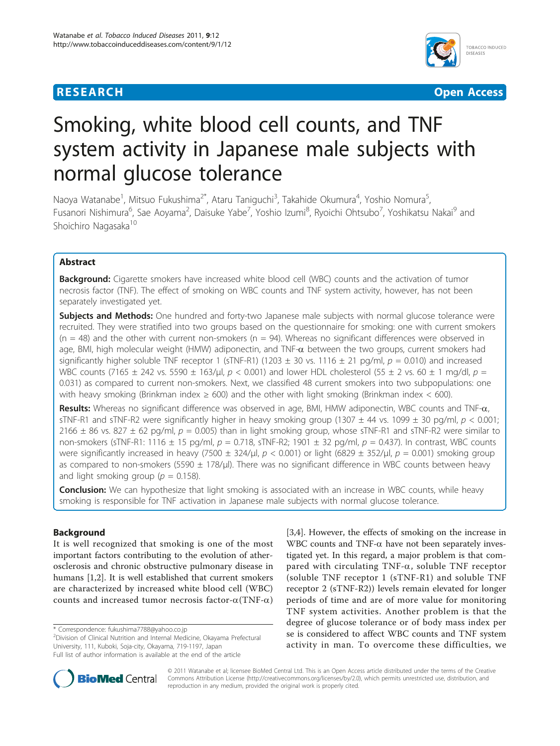**RESEARCH** **Open Access**

# Smoking, white blood cell counts, and TNF system activity in Japanese male subjects with normal glucose tolerance

Naoya Watanabe[1], Mitsuo Fukushima[2*], Ataru Taniguchi[3], Takahide Okumura[4], Yoshio Nomura[5], Fusanori Nishimura[6], Sae Aoyama[2], Daisuke Yabe[7], Yoshio Izumi[8], Ryoichi Ohtsubo[7], Yoshikatsu Nakai[9] and Shoichiro Nagasaka[10]

## Abstract

**Background:** Cigarette smokers have increased white blood cell (WBC) counts and the activation of tumor necrosis factor (TNF). The effect of smoking on WBC counts and TNF system activity, however, has not been separately investigated yet.

**Subjects and Methods:** One hundred and forty-two Japanese male subjects with normal glucose tolerance were recruited. They were stratified into two groups based on the questionnaire for smoking: one with current smokers ($n = 48$) and the other with current non-smokers ($n = 94$). Whereas no significant differences were observed in age, BMI, high molecular weight (HMW) adiponectin, and TNF-$\alpha$ between the two groups, current smokers had significantly higher soluble TNF receptor 1 (sTNF-R1) (1203 ± 30 vs. 1116 ± 21 pg/ml, $p = 0.010$) and increased WBC counts (7165 ± 242 vs. 5590 ± 163/μl, $p < 0.001$) and lower HDL cholesterol (55 ± 2 vs. 60 ± 1 mg/dl, $p = 0.031$) as compared to current non-smokers. Next, we classified 48 current smokers into two subpopulations: one with heavy smoking (Brinkman index ≥ 600) and the other with light smoking (Brinkman index < 600).

**Results:** Whereas no significant difference was observed in age, BMI, HMW adiponectin, WBC counts and TNF-$\alpha$, sTNF-R1 and sTNF-R2 were significantly higher in heavy smoking group (1307 ± 44 vs. 1099 ± 30 pg/ml, $p < 0.001$; 2166 ± 86 vs. 827 ± 62 pg/ml, $p = 0.005$) than in light smoking group, whose sTNF-R1 and sTNF-R2 were similar to non-smokers (sTNF-R1: 1116 ± 15 pg/ml, $p = 0.718$, sTNF-R2; 1901 ± 32 pg/ml, $p = 0.437$). In contrast, WBC counts were significantly increased in heavy (7500 ± 324/μl, $p < 0.001$) or light (6829 ± 352/μl, $p = 0.001$) smoking group as compared to non-smokers (5590 ± 178/μl). There was no significant difference in WBC counts between heavy and light smoking group ($p = 0.158$).

**Conclusion:** We can hypothesize that light smoking is associated with an increase in WBC counts, while heavy smoking is responsible for TNF activation in Japanese male subjects with normal glucose tolerance.

## Background

It is well recognized that smoking is one of the most important factors contributing to the evolution of atherosclerosis and chronic obstructive pulmonary disease in humans [1,2]. It is well established that current smokers are characterized by increased white blood cell (WBC) counts and increased tumor necrosis factor-$\alpha$(TNF-$\alpha$) [3,4]. However, the effects of smoking on the increase in WBC counts and TNF-$\alpha$ have not been separately investigated yet. In this regard, a major problem is that compared with circulating TNF-$\alpha$, soluble TNF receptor (soluble TNF receptor 1 (sTNF-R1) and soluble TNF receptor 2 (sTNF-R2)) levels remain elevated for longer periods of time and are of more value for monitoring TNF system activities. Another problem is that the degree of glucose tolerance or of body mass index per se is considered to affect WBC counts and TNF system activity in man. To overcome these difficulties, we

\* Correspondence: fukushima7788@yahoo.co.jp
[2]Division of Clinical Nutrition and Internal Medicine, Okayama Prefectural University, 111, Kuboki, Soja-city, Okayama, 719-1197, Japan
Full list of author information is available at the end of the article

© 2011 Watanabe et al; licensee BioMed Central Ltd. This is an Open Access article distributed under the terms of the Creative Commons Attribution License (http://creativecommons.org/licenses/by/2.0), which permits unrestricted use, distribution, and reproduction in any medium, provided the original work is properly cited.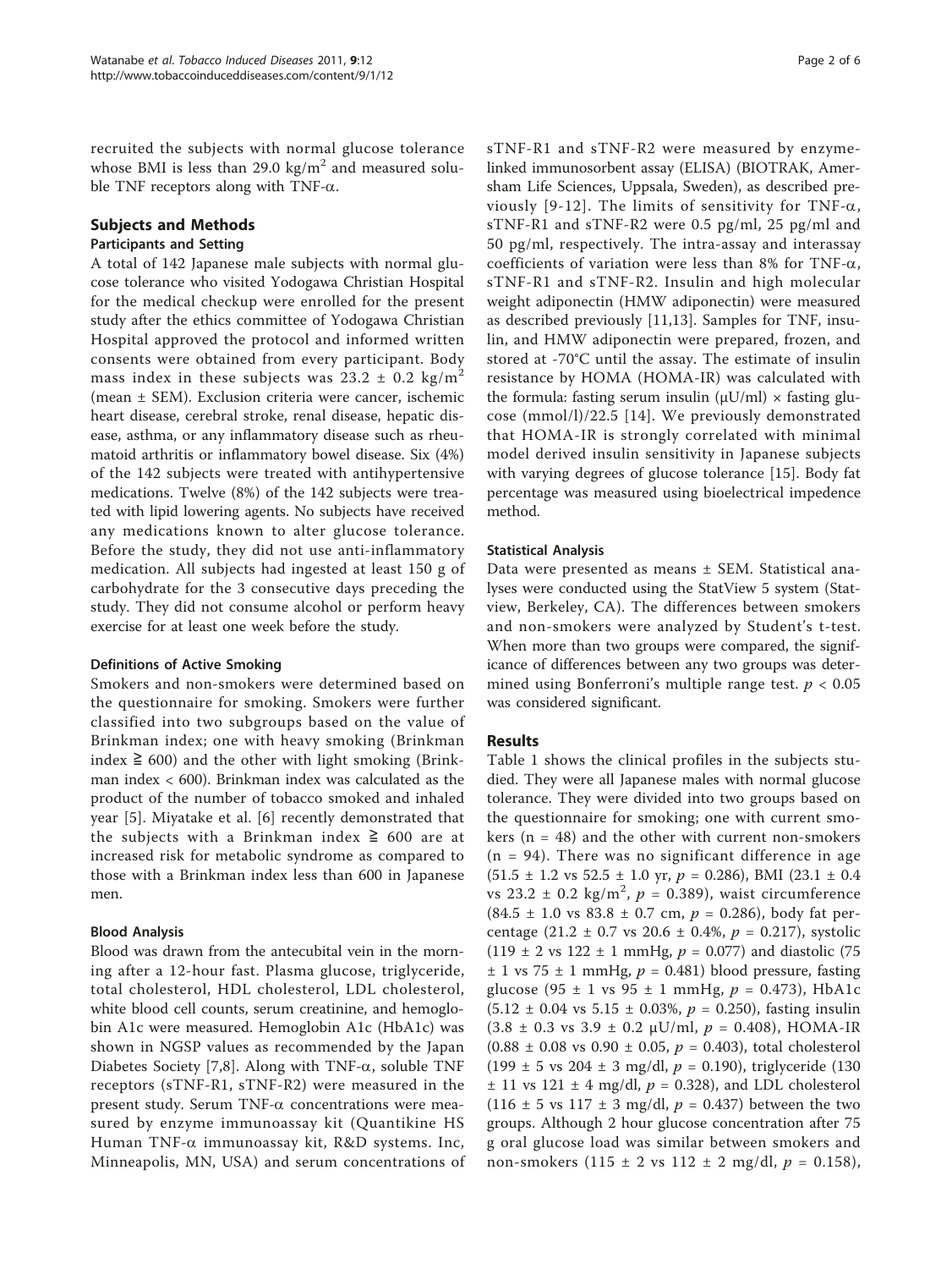recruited the subjects with normal glucose tolerance whose BMI is less than 29.0 kg/m$^2$ and measured soluble TNF receptors along with TNF-α.

## Subjects and Methods

### Participants and Setting

A total of 142 Japanese male subjects with normal glucose tolerance who visited Yodogawa Christian Hospital for the medical checkup were enrolled for the present study after the ethics committee of Yodogawa Christian Hospital approved the protocol and informed written consents were obtained from every participant. Body mass index in these subjects was 23.2 ± 0.2 kg/m$^2$ (mean ± SEM). Exclusion criteria were cancer, ischemic heart disease, cerebral stroke, renal disease, hepatic disease, asthma, or any inflammatory disease such as rheumatoid arthritis or inflammatory bowel disease. Six (4%) of the 142 subjects were treated with antihypertensive medications. Twelve (8%) of the 142 subjects were treated with lipid lowering agents. No subjects have received any medications known to alter glucose tolerance. Before the study, they did not use anti-inflammatory medication. All subjects had ingested at least 150 g of carbohydrate for the 3 consecutive days preceding the study. They did not consume alcohol or perform heavy exercise for at least one week before the study.

#### Definitions of Active Smoking

Smokers and non-smokers were determined based on the questionnaire for smoking. Smokers were further classified into two subgroups based on the value of Brinkman index; one with heavy smoking (Brinkman index ≧ 600) and the other with light smoking (Brinkman index < 600). Brinkman index was calculated as the product of the number of tobacco smoked and inhaled year [5]. Miyatake et al. [6] recently demonstrated that the subjects with a Brinkman index ≧ 600 are at increased risk for metabolic syndrome as compared to those with a Brinkman index less than 600 in Japanese men.

#### Blood Analysis

Blood was drawn from the antecubital vein in the morning after a 12-hour fast. Plasma glucose, triglyceride, total cholesterol, HDL cholesterol, LDL cholesterol, white blood cell counts, serum creatinine, and hemoglobin A1c were measured. Hemoglobin A1c (HbA1c) was shown in NGSP values as recommended by the Japan Diabetes Society [7,8]. Along with TNF-α, soluble TNF receptors (sTNF-R1, sTNF-R2) were measured in the present study. Serum TNF-α concentrations were measured by enzyme immunoassay kit (Quantikine HS Human TNF-α immunoassay kit, R&D systems. Inc, Minneapolis, MN, USA) and serum concentrations of sTNF-R1 and sTNF-R2 were measured by enzyme-linked immunosorbent assay (ELISA) (BIOTRAK, Amersham Life Sciences, Uppsala, Sweden), as described previously [9-12]. The limits of sensitivity for TNF-α, sTNF-R1 and sTNF-R2 were 0.5 pg/ml, 25 pg/ml and 50 pg/ml, respectively. The intra-assay and interassay coefficients of variation were less than 8% for TNF-α, sTNF-R1 and sTNF-R2. Insulin and high molecular weight adiponectin (HMW adiponectin) were measured as described previously [11,13]. Samples for TNF, insulin, and HMW adiponectin were prepared, frozen, and stored at -70°C until the assay. The estimate of insulin resistance by HOMA (HOMA-IR) was calculated with the formula: fasting serum insulin (μU/ml) × fasting glucose (mmol/l)/22.5 [14]. We previously demonstrated that HOMA-IR is strongly correlated with minimal model derived insulin sensitivity in Japanese subjects with varying degrees of glucose tolerance [15]. Body fat percentage was measured using bioelectrical impedence method.

#### Statistical Analysis

Data were presented as means ± SEM. Statistical analyses were conducted using the StatView 5 system (Statview, Berkeley, CA). The differences between smokers and non-smokers were analyzed by Student's t-test. When more than two groups were compared, the significance of differences between any two groups was determined using Bonferroni's multiple range test. $p < 0.05$ was considered significant.

## Results

Table 1 shows the clinical profiles in the subjects studied. They were all Japanese males with normal glucose tolerance. They were divided into two groups based on the questionnaire for smoking; one with current smokers (n = 48) and the other with current non-smokers (n = 94). There was no significant difference in age (51.5 ± 1.2 vs 52.5 ± 1.0 yr, $p = 0.286$), BMI (23.1 ± 0.4 vs 23.2 ± 0.2 kg/m$^2$, $p = 0.389$), waist circumference (84.5 ± 1.0 vs 83.8 ± 0.7 cm, $p = 0.286$), body fat percentage (21.2 ± 0.7 vs 20.6 ± 0.4%, $p = 0.217$), systolic (119 ± 2 vs 122 ± 1 mmHg, $p = 0.077$) and diastolic (75 ± 1 vs 75 ± 1 mmHg, $p = 0.481$) blood pressure, fasting glucose (95 ± 1 vs 95 ± 1 mmHg, $p = 0.473$), HbA1c (5.12 ± 0.04 vs 5.15 ± 0.03%, $p = 0.250$), fasting insulin (3.8 ± 0.3 vs 3.9 ± 0.2 μU/ml, $p = 0.408$), HOMA-IR (0.88 ± 0.08 vs 0.90 ± 0.05, $p = 0.403$), total cholesterol (199 ± 5 vs 204 ± 3 mg/dl, $p = 0.190$), triglyceride (130 ± 11 vs 121 ± 4 mg/dl, $p = 0.328$), and LDL cholesterol (116 ± 5 vs 117 ± 3 mg/dl, $p = 0.437$) between the two groups. Although 2 hour glucose concentration after 75 g oral glucose load was similar between smokers and non-smokers (115 ± 2 vs 112 ± 2 mg/dl, $p = 0.158$),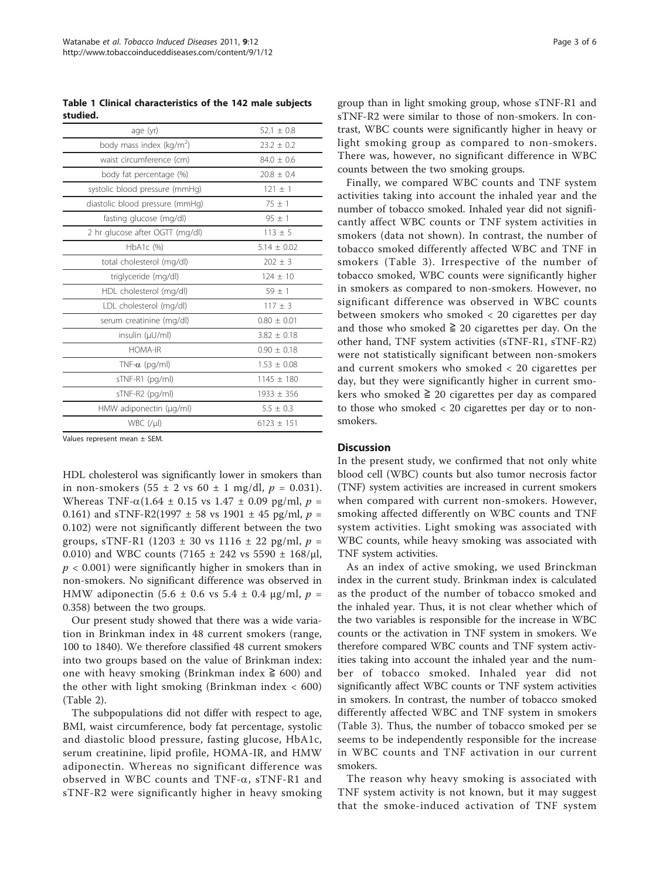**Table 1 Clinical characteristics of the 142 male subjects studied.**

| | |
|---|---|
| age (yr) | 52.1 ± 0.8 |
| body mass index (kg/m$^2$) | 23.2 ± 0.2 |
| waist circumference (cm) | 84.0 ± 0.6 |
| body fat percentage (%) | 20.8 ± 0.4 |
| systolic blood pressure (mmHg) | 121 ± 1 |
| diastolic blood pressure (mmHg) | 75 ± 1 |
| fasting glucose (mg/dl) | 95 ± 1 |
| 2 hr glucose after OGTT (mg/dl) | 113 ± 5 |
| HbA1c (%) | 5.14 ± 0.02 |
| total cholesterol (mg/dl) | 202 ± 3 |
| triglyceride (mg/dl) | 124 ± 10 |
| HDL cholesterol (mg/dl) | 59 ± 1 |
| LDL cholesterol (mg/dl) | 117 ± 3 |
| serum creatinine (mg/dl) | 0.80 ± 0.01 |
| insulin (μU/ml) | 3.82 ± 0.18 |
| HOMA-IR | 0.90 ± 0.18 |
| TNF-α (pg/ml) | 1.53 ± 0.08 |
| sTNF-R1 (pg/ml) | 1145 ± 180 |
| sTNF-R2 (pg/ml) | 1933 ± 356 |
| HMW adiponectin (μg/ml) | 5.5 ± 0.3 |
| WBC (/μl) | 6123 ± 151 |

Values represent mean ± SEM.

HDL cholesterol was significantly lower in smokers than in non-smokers (55 ± 2 vs 60 ± 1 mg/dl, $p$ = 0.031). Whereas TNF-α(1.64 ± 0.15 vs 1.47 ± 0.09 pg/ml, $p$ = 0.161) and sTNF-R2(1997 ± 58 vs 1901 ± 45 pg/ml, $p$ = 0.102) were not significantly different between the two groups, sTNF-R1 (1203 ± 30 vs 1116 ± 22 pg/ml, $p$ = 0.010) and WBC counts (7165 ± 242 vs 5590 ± 168/μl, $p < 0.001$) were significantly higher in smokers than in non-smokers. No significant difference was observed in HMW adiponectin (5.6 ± 0.6 vs 5.4 ± 0.4 μg/ml, $p$ = 0.358) between the two groups.

Our present study showed that there was a wide variation in Brinkman index in 48 current smokers (range, 100 to 1840). We therefore classified 48 current smokers into two groups based on the value of Brinkman index: one with heavy smoking (Brinkman index ≧ 600) and the other with light smoking (Brinkman index < 600) (Table 2).

The subpopulations did not differ with respect to age, BMI, waist circumference, body fat percentage, systolic and diastolic blood pressure, fasting glucose, HbA1c, serum creatinine, lipid profile, HOMA-IR, and HMW adiponectin. Whereas no significant difference was observed in WBC counts and TNF-α, sTNF-R1 and sTNF-R2 were significantly higher in heavy smoking group than in light smoking group, whose sTNF-R1 and sTNF-R2 were similar to those of non-smokers. In contrast, WBC counts were significantly higher in heavy or light smoking group as compared to non-smokers. There was, however, no significant difference in WBC counts between the two smoking groups.

Finally, we compared WBC counts and TNF system activities taking into account the inhaled year and the number of tobacco smoked. Inhaled year did not significantly affect WBC counts or TNF system activities in smokers (data not shown). In contrast, the number of tobacco smoked differently affected WBC and TNF in smokers (Table 3). Irrespective of the number of tobacco smoked, WBC counts were significantly higher in smokers as compared to non-smokers. However, no significant difference was observed in WBC counts between smokers who smoked < 20 cigarettes per day and those who smoked ≧ 20 cigarettes per day. On the other hand, TNF system activities (sTNF-R1, sTNF-R2) were not statistically significant between non-smokers and current smokers who smoked < 20 cigarettes per day, but they were significantly higher in current smokers who smoked ≧ 20 cigarettes per day as compared to those who smoked < 20 cigarettes per day or to non-smokers.

## Discussion

In the present study, we confirmed that not only white blood cell (WBC) counts but also tumor necrosis factor (TNF) system activities are increased in current smokers when compared with current non-smokers. However, smoking affected differently on WBC counts and TNF system activities. Light smoking was associated with WBC counts, while heavy smoking was associated with TNF system activities.

As an index of active smoking, we used Brinckman index in the current study. Brinkman index is calculated as the product of the number of tobacco smoked and the inhaled year. Thus, it is not clear whether which of the two variables is responsible for the increase in WBC counts or the activation in TNF system in smokers. We therefore compared WBC counts and TNF system activities taking into account the inhaled year and the number of tobacco smoked. Inhaled year did not significantly affect WBC counts or TNF system activities in smokers. In contrast, the number of tobacco smoked differently affected WBC and TNF system in smokers (Table 3). Thus, the number of tobacco smoked per se seems to be independently responsible for the increase in WBC counts and TNF activation in our current smokers.

The reason why heavy smoking is associated with TNF system activity is not known, but it may suggest that the smoke-induced activation of TNF system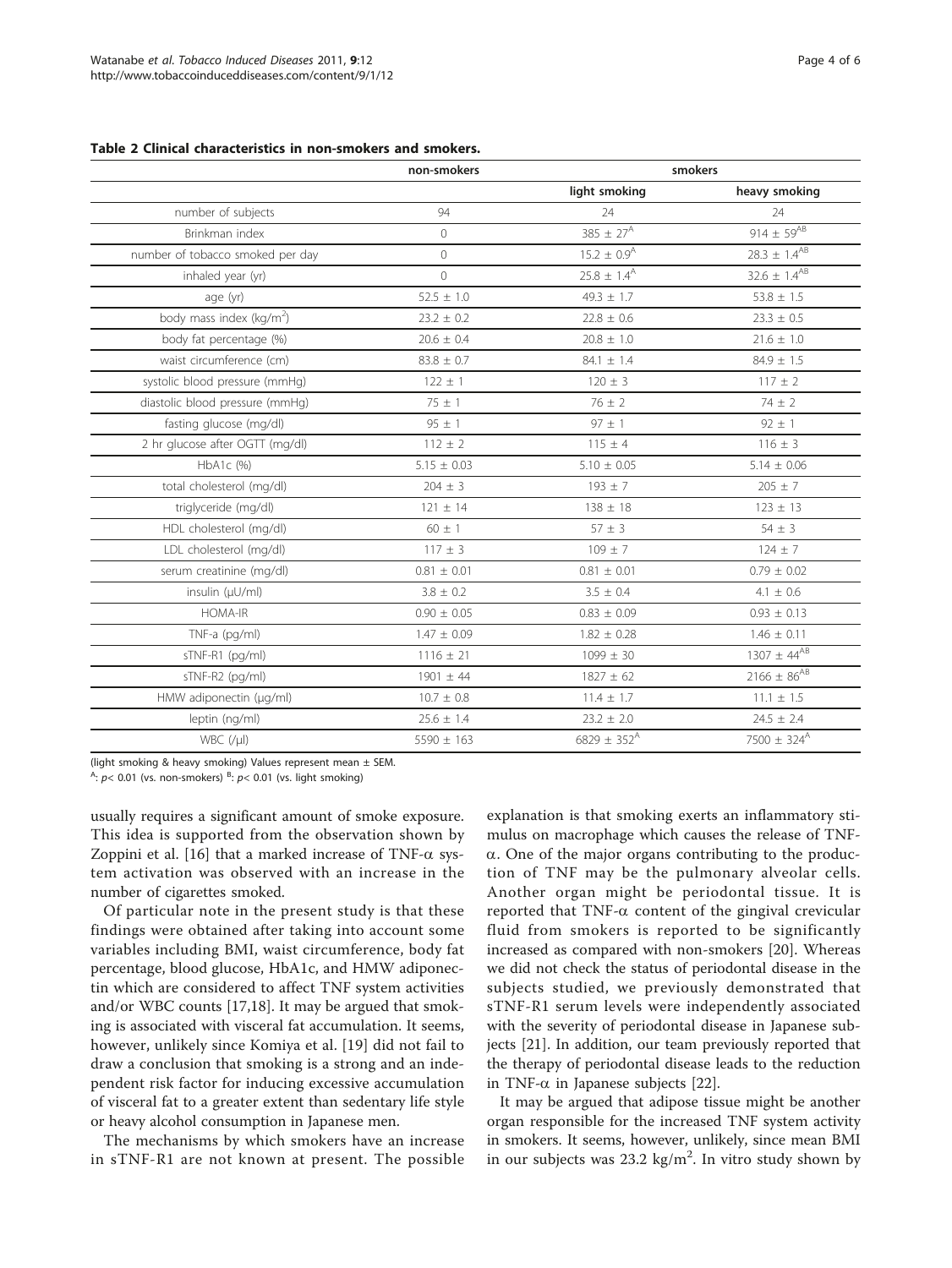**Table 2 Clinical characteristics in non-smokers and smokers.**

| | non-smokers | smokers | |
|---|---|---|---|
| | | light smoking | heavy smoking |
| number of subjects | 94 | 24 | 24 |
| Brinkman index | 0 | 385 ± 27[A] | 914 ± 59[AB] |
| number of tobacco smoked per day | 0 | 15.2 ± 0.9[A] | 28.3 ± 1.4[AB] |
| inhaled year (yr) | 0 | 25.8 ± 1.4[A] | 32.6 ± 1.4[AB] |
| age (yr) | 52.5 ± 1.0 | 49.3 ± 1.7 | 53.8 ± 1.5 |
| body mass index (kg/m$^2$) | 23.2 ± 0.2 | 22.8 ± 0.6 | 23.3 ± 0.5 |
| body fat percentage (%) | 20.6 ± 0.4 | 20.8 ± 1.0 | 21.6 ± 1.0 |
| waist circumference (cm) | 83.8 ± 0.7 | 84.1 ± 1.4 | 84.9 ± 1.5 |
| systolic blood pressure (mmHg) | 122 ± 1 | 120 ± 3 | 117 ± 2 |
| diastolic blood pressure (mmHg) | 75 ± 1 | 76 ± 2 | 74 ± 2 |
| fasting glucose (mg/dl) | 95 ± 1 | 97 ± 1 | 92 ± 1 |
| 2 hr glucose after OGTT (mg/dl) | 112 ± 2 | 115 ± 4 | 116 ± 3 |
| HbA1c (%) | 5.15 ± 0.03 | 5.10 ± 0.05 | 5.14 ± 0.06 |
| total cholesterol (mg/dl) | 204 ± 3 | 193 ± 7 | 205 ± 7 |
| triglyceride (mg/dl) | 121 ± 14 | 138 ± 18 | 123 ± 13 |
| HDL cholesterol (mg/dl) | 60 ± 1 | 57 ± 3 | 54 ± 3 |
| LDL cholesterol (mg/dl) | 117 ± 3 | 109 ± 7 | 124 ± 7 |
| serum creatinine (mg/dl) | 0.81 ± 0.01 | 0.81 ± 0.01 | 0.79 ± 0.02 |
| insulin (μU/ml) | 3.8 ± 0.2 | 3.5 ± 0.4 | 4.1 ± 0.6 |
| HOMA-IR | 0.90 ± 0.05 | 0.83 ± 0.09 | 0.93 ± 0.13 |
| TNF-a (pg/ml) | 1.47 ± 0.09 | 1.82 ± 0.28 | 1.46 ± 0.11 |
| sTNF-R1 (pg/ml) | 1116 ± 21 | 1099 ± 30 | 1307 ± 44[AB] |
| sTNF-R2 (pg/ml) | 1901 ± 44 | 1827 ± 62 | 2166 ± 86[AB] |
| HMW adiponectin (μg/ml) | 10.7 ± 0.8 | 11.4 ± 1.7 | 11.1 ± 1.5 |
| leptin (ng/ml) | 25.6 ± 1.4 | 23.2 ± 2.0 | 24.5 ± 2.4 |
| WBC (/μl) | 5590 ± 163 | 6829 ± 352[A] | 7500 ± 324[A] |

(light smoking & heavy smoking) Values represent mean ± SEM.
[A]: $p < 0.01$ (vs. non-smokers) [B]: $p < 0.01$ (vs. light smoking)

usually requires a significant amount of smoke exposure. This idea is supported from the observation shown by Zoppini et al. [16] that a marked increase of TNF-α system activation was observed with an increase in the number of cigarettes smoked.

Of particular note in the present study is that these findings were obtained after taking into account some variables including BMI, waist circumference, body fat percentage, blood glucose, HbA1c, and HMW adiponectin which are considered to affect TNF system activities and/or WBC counts [17,18]. It may be argued that smoking is associated with visceral fat accumulation. It seems, however, unlikely since Komiya et al. [19] did not fail to draw a conclusion that smoking is a strong and an independent risk factor for inducing excessive accumulation of visceral fat to a greater extent than sedentary life style or heavy alcohol consumption in Japanese men.

The mechanisms by which smokers have an increase in sTNF-R1 are not known at present. The possible explanation is that smoking exerts an inflammatory stimulus on macrophage which causes the release of TNF-α. One of the major organs contributing to the production of TNF may be the pulmonary alveolar cells. Another organ might be periodontal tissue. It is reported that TNF-α content of the gingival crevicular fluid from smokers is reported to be significantly increased as compared with non-smokers [20]. Whereas we did not check the status of periodontal disease in the subjects studied, we previously demonstrated that sTNF-R1 serum levels were independently associated with the severity of periodontal disease in Japanese subjects [21]. In addition, our team previously reported that the therapy of periodontal disease leads to the reduction in TNF-α in Japanese subjects [22].

It may be argued that adipose tissue might be another organ responsible for the increased TNF system activity in smokers. It seems, however, unlikely, since mean BMI in our subjects was 23.2 kg/m$^2$. In vitro study shown by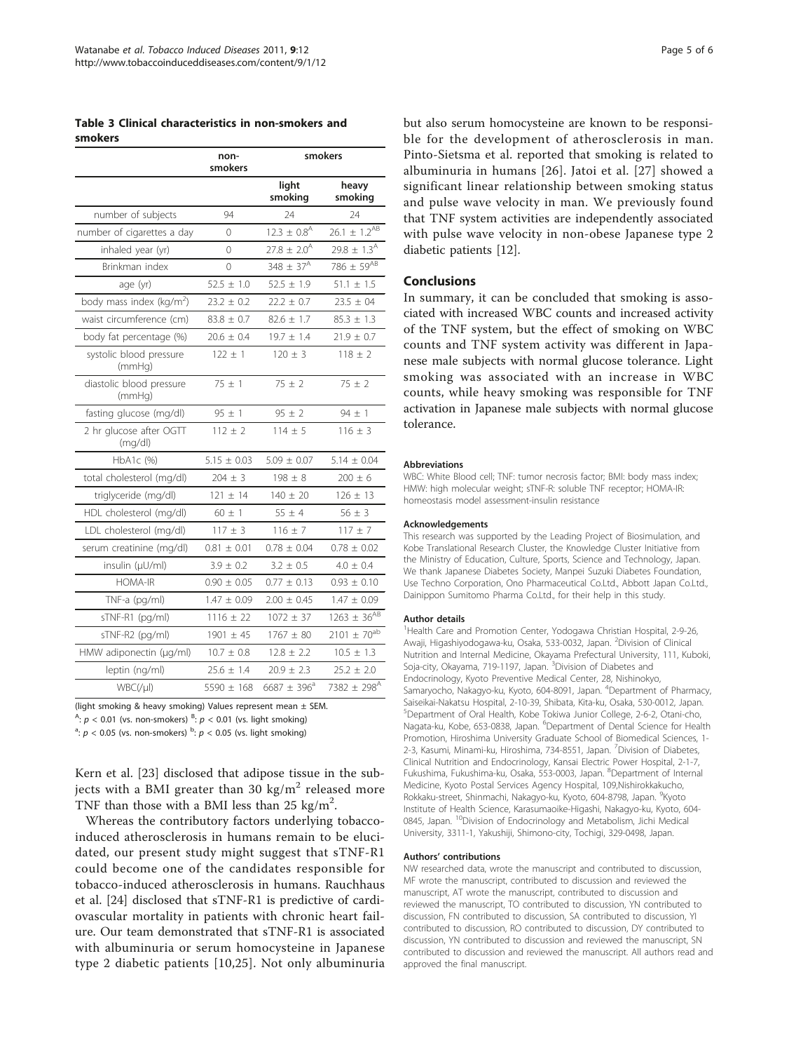**Table 3 Clinical characteristics in non-smokers and smokers**

| | non-smokers | smokers | |
|---|---|---|---|
| | | light smoking | heavy smoking |
| number of subjects | 94 | 24 | 24 |
| number of cigarettes a day | 0 | 12.3 ± 0.8[A] | 26.1 ± 1.2[AB] |
| inhaled year (yr) | 0 | 27.8 ± 2.0[A] | 29.8 ± 1.3[A] |
| Brinkman index | 0 | 348 ± 37[A] | 786 ± 59[AB] |
| age (yr) | 52.5 ± 1.0 | 52.5 ± 1.9 | 51.1 ± 1.5 |
| body mass index (kg/m$^2$) | 23.2 ± 0.2 | 22.2 ± 0.7 | 23.5 ± 04 |
| waist circumference (cm) | 83.8 ± 0.7 | 82.6 ± 1.7 | 85.3 ± 1.3 |
| body fat percentage (%) | 20.6 ± 0.4 | 19.7 ± 1.4 | 21.9 ± 0.7 |
| systolic blood pressure (mmHg) | 122 ± 1 | 120 ± 3 | 118 ± 2 |
| diastolic blood pressure (mmHg) | 75 ± 1 | 75 ± 2 | 75 ± 2 |
| fasting glucose (mg/dl) | 95 ± 1 | 95 ± 2 | 94 ± 1 |
| 2 hr glucose after OGTT (mg/dl) | 112 ± 2 | 114 ± 5 | 116 ± 3 |
| HbA1c (%) | 5.15 ± 0.03 | 5.09 ± 0.07 | 5.14 ± 0.04 |
| total cholesterol (mg/dl) | 204 ± 3 | 198 ± 8 | 200 ± 6 |
| triglyceride (mg/dl) | 121 ± 14 | 140 ± 20 | 126 ± 13 |
| HDL cholesterol (mg/dl) | 60 ± 1 | 55 ± 4 | 56 ± 3 |
| LDL cholesterol (mg/dl) | 117 ± 3 | 116 ± 7 | 117 ± 7 |
| serum creatinine (mg/dl) | 0.81 ± 0.01 | 0.78 ± 0.04 | 0.78 ± 0.02 |
| insulin (μU/ml) | 3.9 ± 0.2 | 3.2 ± 0.5 | 4.0 ± 0.4 |
| HOMA-IR | 0.90 ± 0.05 | 0.77 ± 0.13 | 0.93 ± 0.10 |
| TNF-a (pg/ml) | 1.47 ± 0.09 | 2.00 ± 0.45 | 1.47 ± 0.09 |
| sTNF-R1 (pg/ml) | 1116 ± 22 | 1072 ± 37 | 1263 ± 36[AB] |
| sTNF-R2 (pg/ml) | 1901 ± 45 | 1767 ± 80 | 2101 ± 70[ab] |
| HMW adiponectin (μg/ml) | 10.7 ± 0.8 | 12.8 ± 2.2 | 10.5 ± 1.3 |
| leptin (ng/ml) | 25.6 ± 1.4 | 20.9 ± 2.3 | 25.2 ± 2.0 |
| WBC(/μl) | 5590 ± 168 | 6687 ± 396[a] | 7382 ± 298[A] |

(light smoking & heavy smoking) Values represent mean ± SEM.

[A]: $p < 0.01$ (vs. non-smokers) [B]: $p < 0.01$ (vs. light smoking)

[a]: $p < 0.05$ (vs. non-smokers) [b]: $p < 0.05$ (vs. light smoking)

Kern et al. [23] disclosed that adipose tissue in the subjects with a BMI greater than 30 kg/m$^2$ released more TNF than those with a BMI less than 25 kg/m$^2$.

Whereas the contributory factors underlying tobacco-induced atherosclerosis in humans remain to be elucidated, our present study might suggest that sTNF-R1 could become one of the candidates responsible for tobacco-induced atherosclerosis in humans. Rauchhaus et al. [24] disclosed that sTNF-R1 is predictive of cardiovascular mortality in patients with chronic heart failure. Our team demonstrated that sTNF-R1 is associated with albuminuria or serum homocysteine in Japanese type 2 diabetic patients [10,25]. Not only albuminuria but also serum homocysteine are known to be responsible for the development of atherosclerosis in man. Pinto-Sietsma et al. reported that smoking is related to albuminuria in humans [26]. Jatoi et al. [27] showed a significant linear relationship between smoking status and pulse wave velocity in man. We previously found that TNF system activities are independently associated with pulse wave velocity in non-obese Japanese type 2 diabetic patients [12].

## Conclusions

In summary, it can be concluded that smoking is associated with increased WBC counts and increased activity of the TNF system, but the effect of smoking on WBC counts and TNF system activity was different in Japanese male subjects with normal glucose tolerance. Light smoking was associated with an increase in WBC counts, while heavy smoking was responsible for TNF activation in Japanese male subjects with normal glucose tolerance.

#### Abbreviations

WBC: White Blood cell; TNF: tumor necrosis factor; BMI: body mass index; HMW: high molecular weight; sTNF-R: soluble TNF receptor; HOMA-IR: homeostasis model assessment-insulin resistance

#### Acknowledgements

This research was supported by the Leading Project of Biosimulation, and Kobe Translational Research Cluster, the Knowledge Cluster Initiative from the Ministry of Education, Culture, Sports, Science and Technology, Japan. We thank Japanese Diabetes Society, Manpei Suzuki Diabetes Foundation, Use Techno Corporation, Ono Pharmaceutical Co.Ltd., Abbott Japan Co.Ltd., Dainippon Sumitomo Pharma Co.Ltd., for their help in this study.

#### Author details

[1]Health Care and Promotion Center, Yodogawa Christian Hospital, 2-9-26, Awaji, Higashiyodogawa-ku, Osaka, 533-0032, Japan. [2]Division of Clinical Nutrition and Internal Medicine, Okayama Prefectural University, 111, Kuboki, Soja-city, Okayama, 719-1197, Japan. [3]Division of Diabetes and Endocrinology, Kyoto Preventive Medical Center, 28, Nishinokyo, Samaryocho, Nakagyo-ku, Kyoto, 604-8091, Japan. [4]Department of Pharmacy, Saiseikai-Nakatsu Hospital, 2-10-39, Shibata, Kita-ku, Osaka, 530-0012, Japan. [5]Department of Oral Health, Kobe Tokiwa Junior College, 2-6-2, Otani-cho, Nagata-ku, Kobe, 653-0838, Japan. [6]Department of Dental Science for Health Promotion, Hiroshima University Graduate School of Biomedical Sciences, 1-2-3, Kasumi, Minami-ku, Hiroshima, 734-8551, Japan. [7]Division of Diabetes, Clinical Nutrition and Endocrinology, Kansai Electric Power Hospital, 2-1-7, Fukushima, Fukushima-ku, Osaka, 553-0003, Japan. [8]Department of Internal Medicine, Kyoto Postal Services Agency Hospital, 109,Nishirokkakucho, Rokkaku-street, Shinmachi, Nakagyo-ku, Kyoto, 604-8798, Japan. [9]Kyoto Institute of Health Science, Karasumaoike-Higashi, Nakagyo-ku, Kyoto, 604-0845, Japan. [10]Division of Endocrinology and Metabolism, Jichi Medical University, 3311-1, Yakushiji, Shimono-city, Tochigi, 329-0498, Japan.

#### Authors' contributions

NW researched data, wrote the manuscript and contributed to discussion, MF wrote the manuscript, contributed to discussion and reviewed the manuscript, AT wrote the manuscript, contributed to discussion and reviewed the manuscript, TO contributed to discussion, YN contributed to discussion, FN contributed to discussion, SA contributed to discussion, YI contributed to discussion, RO contributed to discussion, DY contributed to discussion, YN contributed to discussion and reviewed the manuscript, SN contributed to discussion and reviewed the manuscript. All authors read and approved the final manuscript.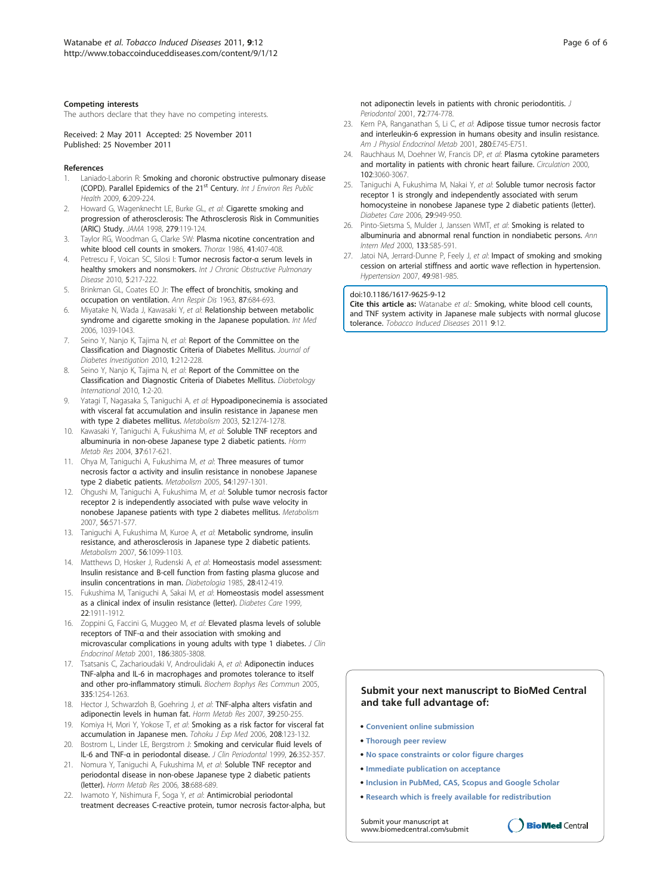### Competing interests

The authors declare that they have no competing interests.

Received: 2 May 2011 Accepted: 25 November 2011
Published: 25 November 2011

### References

1. Laniado-Laborin R: **Smoking and choronic obstructive pulmonary disease (COPD). Parallel Epidemics of the 21[st] Century.** *Int J Environ Res Public Health* 2009, **6**:209-224.
2. Howard G, Wagenknecht LE, Burke GL, *et al*: **Cigarette smoking and progression of atherosclerosis: The Athrosclerosis Risk in Communities (ARIC) Study.** *JAMA* 1998, **279**:119-124.
3. Taylor RG, Woodman G, Clarke SW: **Plasma nicotine concentration and white blood cell counts in smokers.** *Thorax* 1986, **41**:407-408.
4. Petrescu F, Voican SC, Silosi I: **Tumor necrosis factor-α serum levels in healthy smokers and nonsmokers.** *Int J Chronic Obstructive Pulmonary Disease* 2010, **5**:217-222.
5. Brinkman GL, Coates EO Jr: **The effect of bronchitis, smoking and occupation on ventilation.** *Ann Respir Dis* 1963, **87**:684-693.
6. Miyatake N, Wada J, Kawasaki Y, *et al*: **Relationship between metabolic syndrome and cigarette smoking in the Japanese population.** *Int Med* 2006, 1039-1043.
7. Seino Y, Nanjo K, Tajima N, *et al*: **Report of the Committee on the Classification and Diagnostic Criteria of Diabetes Mellitus.** *Journal of Diabetes Investigation* 2010, **1**:212-228.
8. Seino Y, Nanjo K, Tajima N, *et al*: **Report of the Committee on the Classification and Diagnostic Criteria of Diabetes Mellitus.** *Diabetology International* 2010, **1**:2-20.
9. Yatagi T, Nagasaka S, Taniguchi A, *et al*: **Hypoadiponecinemia is associated with visceral fat accumulation and insulin resistance in Japanese men with type 2 diabetes mellitus.** *Metabolism* 2003, **52**:1274-1278.
10. Kawasaki Y, Taniguchi A, Fukushima M, *et al*: **Soluble TNF receptors and albuminuria in non-obese Japanese type 2 diabetic patients.** *Horm Metab Res* 2004, **37**:617-621.
11. Ohya M, Taniguchi A, Fukushima M, *et al*: **Three measures of tumor necrosis factor α activity and insulin resistance in nonobese Japanese type 2 diabetic patients.** *Metabolism* 2005, **54**:1297-1301.
12. Ohgushi M, Taniguchi A, Fukushima M, *et al*: **Soluble tumor necrosis factor receptor 2 is independently associated with pulse wave velocity in nonobese Japanese patients with type 2 diabetes mellitus.** *Metabolism* 2007, **56**:571-577.
13. Taniguchi A, Fukushima M, Kuroe A, *et al*: **Metabolic syndrome, insulin resistance, and atherosclerosis in Japanese type 2 diabetic patients.** *Metabolism* 2007, **56**:1099-1103.
14. Matthews D, Hosker J, Rudenski A, *et al*: **Homeostasis model assessment: Insulin resistance and B-cell function from fasting plasma glucose and insulin concentrations in man.** *Diabetologia* 1985, **28**:412-419.
15. Fukushima M, Taniguchi A, Sakai M, *et al*: **Homeostasis model assessment as a clinical index of insulin resistance (letter).** *Diabetes Care* 1999, **22**:1911-1912.
16. Zoppini G, Faccini G, Muggeo M, *et al*: **Elevated plasma levels of soluble receptors of TNF-α and their association with smoking and microvascular complications in young adults with type 1 diabetes.** *J Clin Endocrinol Metab* 2001, **186**:3805-3808.
17. Tsatsanis C, Zacharioudaki V, Androulidaki A, *et al*: **Adiponectin induces TNF-alpha and IL-6 in macrophages and promotes tolerance to itself and other pro-inflammatory stimuli.** *Biochem Bophys Res Commun* 2005, **335**:1254-1263.
18. Hector J, Schwarzloh B, Goehring J, *et al*: **TNF-alpha alters visfatin and adiponectin levels in human fat.** *Horm Metab Res* 2007, **39**:250-255.
19. Komiya H, Mori Y, Yokose T, *et al*: **Smoking as a risk factor for visceral fat accumulation in Japanese men.** *Tohoku J Exp Med* 2006, **208**:123-132.
20. Bostrom L, Linder LE, Bergstrom J: **Smoking and cervicular fluid levels of IL-6 and TNF-α in periodontal disease.** *J Clin Periodontal* 1999, **26**:352-357.
21. Nomura Y, Taniguchi A, Fukushima M, *et al*: **Soluble TNF receptor and periodontal disease in non-obese Japanese type 2 diabetic patients (letter).** *Horm Metab Res* 2006, **38**:688-689.
22. Iwamoto Y, Nishimura F, Soga Y, *et al*: **Antimicrobial periodontal treatment decreases C-reactive protein, tumor necrosis factor-alpha, but not adiponectin levels in patients with chronic periodontitis.** *J Periodontol* 2001, **72**:774-778.
23. Kern PA, Ranganathan S, Li C, *et al*: **Adipose tissue tumor necrosis factor and interleukin-6 expression in humans obesity and insulin resistance.** *Am J Physiol Endocrinol Metab* 2001, **280**:E745-E751.
24. Rauchhaus M, Doehner W, Francis DP, *et al*: **Plasma cytokine parameters and mortality in patients with chronic heart failure.** *Circulation* 2000, **102**:3060-3067.
25. Taniguchi A, Fukushima M, Nakai Y, *et al*: **Soluble tumor necrosis factor receptor 1 is strongly and independently associated with serum homocysteine in nonobese Japanese type 2 diabetic patients (letter).** *Diabetes Care* 2006, **29**:949-950.
26. Pinto-Sietsma S, Mulder J, Janssen WMT, *et al*: **Smoking is related to albuminuria and abnormal renal function in nondiabetic persons.** *Ann Intern Med* 2000, **133**:585-591.
27. Jatoi NA, Jerrard-Dunne P, Feely J, *et al*: **Impact of smoking and smoking cession on arterial stiffness and aortic wave reflection in hypertension.** *Hypertension* 2007, **49**:981-985.

doi:10.1186/1617-9625-9-12
**Cite this article as:** Watanabe *et al.*: Smoking, white blood cell counts, and TNF system activity in Japanese male subjects with normal glucose tolerance. *Tobacco Induced Diseases* 2011 **9**:12.

**Submit your next manuscript to BioMed Central and take full advantage of:**

- Convenient online submission
- Thorough peer review
- No space constraints or color figure charges
- Immediate publication on acceptance
- Inclusion in PubMed, CAS, Scopus and Google Scholar
- Research which is freely available for redistribution

Submit your manuscript at
www.biomedcentral.com/submit

BioMed Central